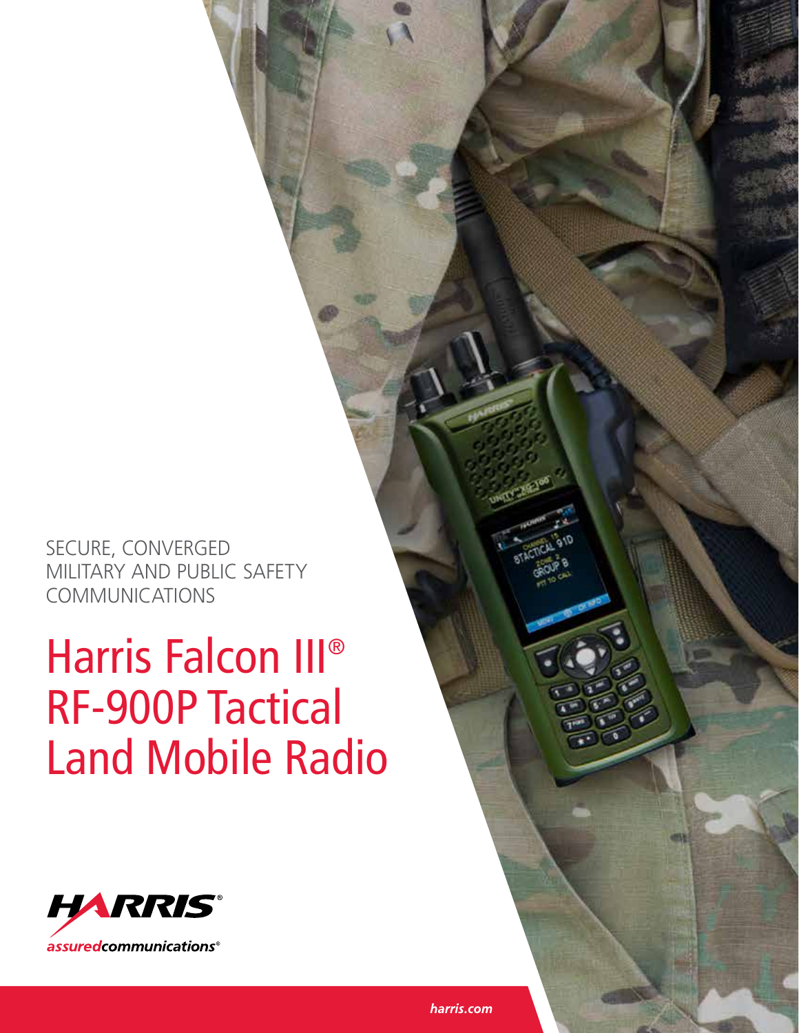SECURE, CONVERGED MILITARY AND PUBLIC SAFETY COMMUNICATIONS

# Harris Falcon III® RF-900P Tactical Land Mobile Radio

HARRIS®

assuredcommunications®

harris.com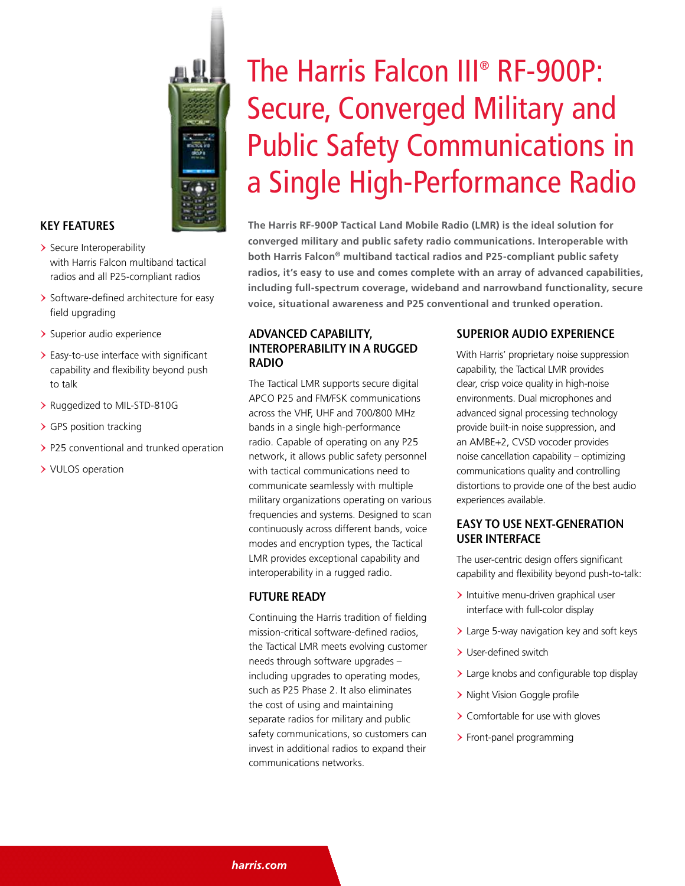# The Harris Falcon III® RF-900P: Secure, Converged Military and Public Safety Communications in a Single High-Performance Radio

## KEY FEATURES

- Secure Interoperability with Harris Falcon multiband tactical radios and all P25-compliant radios
- Software-defined architecture for easy field upgrading
- Superior audio experience
- Easy-to-use interface with significant capability and flexibility beyond push to talk
- Ruggedized to MIL-STD-810G
- GPS position tracking
- P25 conventional and trunked operation
- VULOS operation

**The Harris RF-900P Tactical Land Mobile Radio (LMR) is the ideal solution for converged military and public safety radio communications. Interoperable with both Harris Falcon® multiband tactical radios and P25-compliant public safety radios, it's easy to use and comes complete with an array of advanced capabilities, including full-spectrum coverage, wideband and narrowband functionality, secure voice, situational awareness and P25 conventional and trunked operation.**

## ADVANCED CAPABILITY, INTEROPERABILITY IN A RUGGED RADIO

The Tactical LMR supports secure digital APCO P25 and FM/FSK communications across the VHF, UHF and 700/800 MHz bands in a single high-performance radio. Capable of operating on any P25 network, it allows public safety personnel with tactical communications need to communicate seamlessly with multiple military organizations operating on various frequencies and systems. Designed to scan continuously across different bands, voice modes and encryption types, the Tactical LMR provides exceptional capability and interoperability in a rugged radio.

## FUTURE READY

Continuing the Harris tradition of fielding mission-critical software-defined radios, the Tactical LMR meets evolving customer needs through software upgrades – including upgrades to operating modes, such as P25 Phase 2. It also eliminates the cost of using and maintaining separate radios for military and public safety communications, so customers can invest in additional radios to expand their communications networks.

## SUPERIOR AUDIO EXPERIENCE

With Harris' proprietary noise suppression capability, the Tactical LMR provides clear, crisp voice quality in high-noise environments. Dual microphones and advanced signal processing technology provide built-in noise suppression, and an AMBE+2, CVSD vocoder provides noise cancellation capability – optimizing communications quality and controlling distortions to provide one of the best audio experiences available.

## EASY TO USE NEXT-GENERATION USER INTERFACE

The user-centric design offers significant capability and flexibility beyond push-to-talk:

- Intuitive menu-driven graphical user interface with full-color display
- Large 5-way navigation key and soft keys
- User-defined switch
- Large knobs and configurable top display
- Night Vision Goggle profile
- Comfortable for use with gloves
- Front-panel programming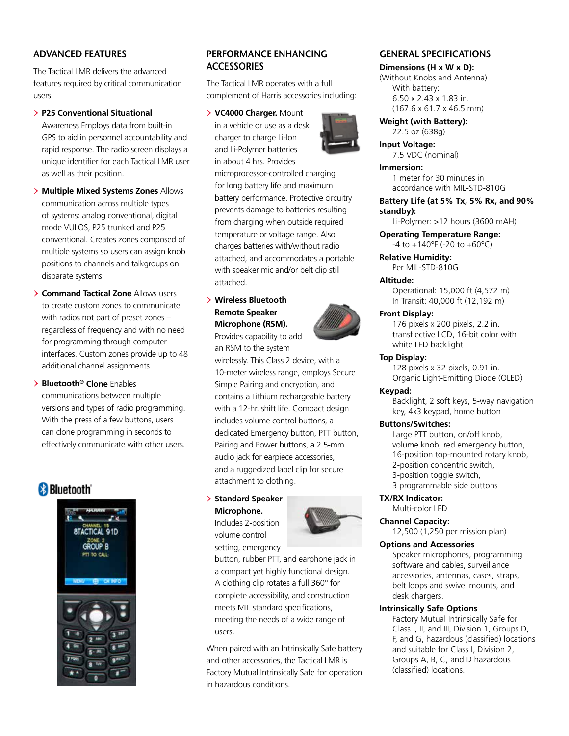## ADVANCED FEATURES

The Tactical LMR delivers the advanced features required by critical communication users.

- **P25 Conventional Situational** Awareness Employs data from built-in GPS to aid in personnel accountability and rapid response. The radio screen displays a unique identifier for each Tactical LMR user as well as their position.
- **Multiple Mixed Systems Zones** Allows communication across multiple types of systems: analog conventional, digital mode VULOS, P25 trunked and P25 conventional. Creates zones composed of multiple systems so users can assign knob positions to channels and talkgroups on disparate systems.
- **Command Tactical Zone** Allows users to create custom zones to communicate with radios not part of preset zones – regardless of frequency and with no need for programming through computer interfaces. Custom zones provide up to 48 additional channel assignments.
- **Bluetooth® Clone** Enables communications between multiple versions and types of radio programming. With the press of a few buttons, users can clone programming in seconds to effectively communicate with other users.

## PERFORMANCE ENHANCING ACCESSORIES

The Tactical LMR operates with a full complement of Harris accessories including:

- **VC4000 Charger.** Mount in a vehicle or use as a desk charger to charge Li-Ion and Li-Polymer batteries in about 4 hrs. Provides microprocessor-controlled charging for long battery life and maximum battery performance. Protective circuitry prevents damage to batteries resulting from charging when outside required temperature or voltage range. Also charges batteries with/without radio attached, and accommodates a portable with speaker mic and/or belt clip still attached.
- **Wireless Bluetooth Remote Speaker Microphone (RSM).** Provides capability to add an RSM to the system wirelessly. This Class 2 device, with a 10-meter wireless range, employs Secure Simple Pairing and encryption, and contains a Lithium rechargeable battery with a 12-hr. shift life. Compact design includes volume control buttons, a dedicated Emergency button, PTT button, Pairing and Power buttons, a 2.5-mm audio jack for earpiece accessories, and a ruggedized lapel clip for secure attachment to clothing.
- **Standard Speaker Microphone.** Includes 2-position volume control setting, emergency button, rubber PTT, and earphone jack in a compact yet highly functional design. A clothing clip rotates a full 360° for complete accessibility, and construction meets MIL standard specifications, meeting the needs of a wide range of users.

When paired with an Intrinsically Safe battery and other accessories, the Tactical LMR is Factory Mutual Intrinsically Safe for operation in hazardous conditions.

## GENERAL SPECIFICATIONS

**Dimensions (H x W x D):**
(Without Knobs and Antenna)
With battery:
6.50 x 2.43 x 1.83 in.
(167.6 x 61.7 x 46.5 mm)

**Weight (with Battery):**
22.5 oz (638g)

**Input Voltage:**
7.5 VDC (nominal)

**Immersion:**
1 meter for 30 minutes in accordance with MIL-STD-810G

**Battery Life (at 5% Tx, 5% Rx, and 90% standby):**
Li-Polymer: >12 hours (3600 mAH)

**Operating Temperature Range:**
-4 to +140°F (-20 to +60°C)

**Relative Humidity:**
Per MIL-STD-810G

**Altitude:**
Operational: 15,000 ft (4,572 m)
In Transit: 40,000 ft (12,192 m)

**Front Display:**
176 pixels x 200 pixels, 2.2 in. transflective LCD, 16-bit color with white LED backlight

**Top Display:**
128 pixels x 32 pixels, 0.91 in. Organic Light-Emitting Diode (OLED)

**Keypad:**
Backlight, 2 soft keys, 5-way navigation key, 4x3 keypad, home button

**Buttons/Switches:**
Large PTT button, on/off knob, volume knob, red emergency button, 16-position top-mounted rotary knob, 2-position concentric switch, 3-position toggle switch, 3 programmable side buttons

**TX/RX Indicator:**
Multi-color LED

**Channel Capacity:**
12,500 (1,250 per mission plan)

**Options and Accessories**
Speaker microphones, programming software and cables, surveillance accessories, antennas, cases, straps, belt loops and swivel mounts, and desk chargers.

**Intrinsically Safe Options**
Factory Mutual Intrinsically Safe for Class I, II, and III, Division 1, Groups D, F, and G, hazardous (classified) locations and suitable for Class I, Division 2, Groups A, B, C, and D hazardous (classified) locations.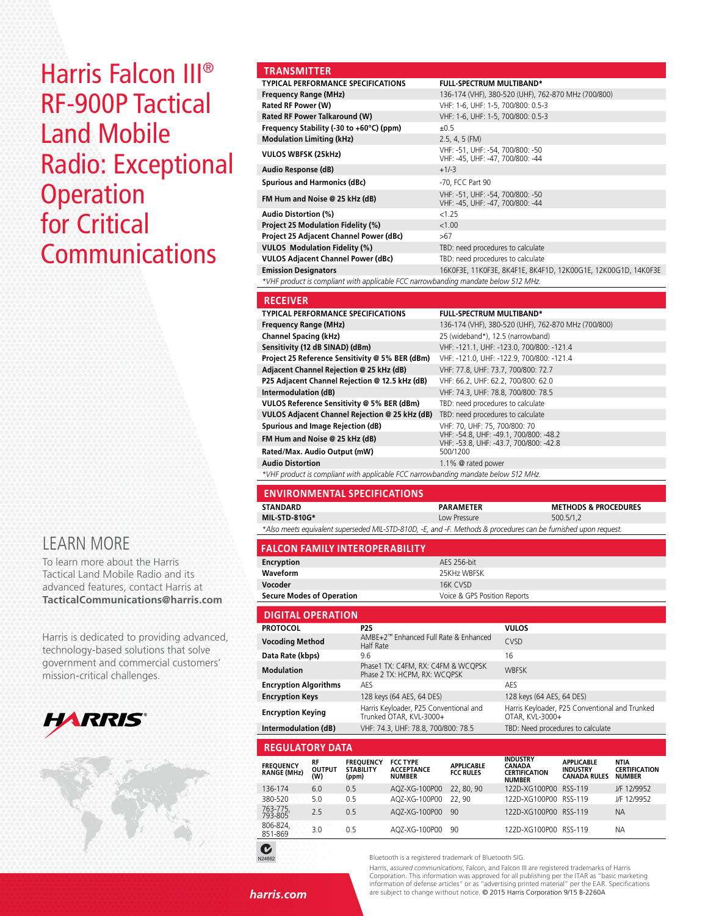# Harris Falcon III® RF-900P Tactical Land Mobile Radio: Exceptional Operation for Critical Communications

## TRANSMITTER

| TYPICAL PERFORMANCE SPECIFICATIONS | FULL-SPECTRUM MULTIBAND* |
|---|---|
| Frequency Range (MHz) | 136-174 (VHF), 380-520 (UHF), 762-870 MHz (700/800) |
| Rated RF Power (W) | VHF: 1-6, UHF: 1-5, 700/800: 0.5-3 |
| Rated RF Power Talkaround (W) | VHF: 1-6, UHF: 1-5, 700/800: 0.5-3 |
| Frequency Stability (-30 to +60°C) (ppm) | ±0.5 |
| Modulation Limiting (kHz) | 2.5, 4, 5 (FM) |
| VULOS WBFSK (25kHz) | VHF: -51, UHF: -54, 700/800: -50<br>VHF: -45, UHF: -47, 700/800: -44 |
| Audio Response (dB) | +1/-3 |
| Spurious and Harmonics (dBc) | -70, FCC Part 90 |
| FM Hum and Noise @ 25 kHz (dB) | VHF: -51, UHF: -54, 700/800: -50<br>VHF: -45, UHF: -47, 700/800: -44 |
| Audio Distortion (%) | <1.25 |
| Project 25 Modulation Fidelity (%) | <1.00 |
| Project 25 Adjacent Channel Power (dBc) | >67 |
| VULOS Modulation Fidelity (%) | TBD: need procedures to calculate |
| VULOS Adjacent Channel Power (dBc) | TBD: need procedures to calculate |
| Emission Designators | 16K0F3E, 11K0F3E, 8K4F1E, 8K4F1D, 12K00G1E, 12K00G1D, 14K0F3E |

*VHF product is compliant with applicable FCC narrowbanding mandate below 512 MHz.*

## RECEIVER

| TYPICAL PERFORMANCE SPECIFICATIONS | FULL-SPECTRUM MULTIBAND* |
|---|---|
| Frequency Range (MHz) | 136-174 (VHF), 380-520 (UHF), 762-870 MHz (700/800) |
| Channel Spacing (kHz) | 25 (wideband*), 12.5 (narrowband) |
| Sensitivity (12 dB SINAD) (dBm) | VHF: -121.1, UHF: -123.0, 700/800: -121.4 |
| Project 25 Reference Sensitivity @ 5% BER (dBm) | VHF: -121.0, UHF: -122.9, 700/800: -121.4 |
| Adjacent Channel Rejection @ 25 kHz (dB) | VHF: 77.8, UHF: 73.7, 700/800: 72.7 |
| P25 Adjacent Channel Rejection @ 12.5 kHz (dB) | VHF: 66.2, UHF: 62.2, 700/800: 62.0 |
| Intermodulation (dB) | VHF: 74.3, UHF: 78.8, 700/800: 78.5 |
| VULOS Reference Sensitivity @ 5% BER (dBm) | TBD: need procedures to calculate |
| VULOS Adjacent Channel Rejection @ 25 kHz (dB) | TBD: need procedures to calculate |
| Spurious and Image Rejection (dB) | VHF: 70, UHF: 75, 700/800: 70 |
| FM Hum and Noise @ 25 kHz (dB) | VHF: -54.8, UHF: -49.1, 700/800: -48.2<br>VHF: -53.8, UHF: -43.7, 700/800: -42.8 |
| Rated/Max. Audio Output (mW) | 500/1200 |
| Audio Distortion | 1.1% @ rated power |

*VHF product is compliant with applicable FCC narrowbanding mandate below 512 MHz.*

## ENVIRONMENTAL SPECIFICATIONS

| STANDARD | PARAMETER | METHODS & PROCEDURES |
|---|---|---|
| MIL-STD-810G* | Low Pressure | 500.5/1,2 |

*Also meets equivalent superseded MIL-STD-810D, -E, and -F. Methods & procedures can be furnished upon request.*

## FALCON FAMILY INTEROPERABILITY

| | |
|---|---|
| Encryption | AES 256-bit |
| Waveform | 25KHz WBFSK |
| Vocoder | 16K CVSD |
| Secure Modes of Operation | Voice & GPS Position Reports |

## DIGITAL OPERATION

| PROTOCOL | P25 | VULOS |
|---|---|---|
| Vocoding Method | AMBE+2™ Enhanced Full Rate & Enhanced Half Rate | CVSD |
| Data Rate (kbps) | 9.6 | 16 |
| Modulation | Phase1 TX: C4FM, RX: C4FM & WCQPSK<br>Phase 2 TX: HCPM, RX: WCQPSK | WBFSK |
| Encryption Algorithms | AES | AES |
| Encryption Keys | 128 keys (64 AES, 64 DES) | 128 keys (64 AES, 64 DES) |
| Encryption Keying | Harris Keyloader, P25 Conventional and Trunked OTAR, KVL-3000+ | Harris Keyloader, P25 Conventional and Trunked OTAR, KVL-3000+ |
| Intermodulation (dB) | VHF: 74.3, UHF: 78.8, 700/800: 78.5 | TBD: Need procedures to calculate |

## REGULATORY DATA

| FREQUENCY RANGE (MHz) | RF OUTPUT (W) | FREQUENCY STABILITY (ppm) | FCC TYPE ACCEPTANCE NUMBER | APPLICABLE FCC RULES | INDUSTRY CANADA CERTIFICATION NUMBER | APPLICABLE INDUSTRY CANADA RULES | NTIA CERTIFICATION NUMBER |
|---|---|---|---|---|---|---|---|
| 136-174 | 6.0 | 0.5 | AQZ-XG-100P00 | 22, 80, 90 | 122D-XG100P00 | RSS-119 | J/F 12/9952 |
| 380-520 | 5.0 | 0.5 | AQZ-XG-100P00 | 22, 90 | 122D-XG100P00 | RSS-119 | J/F 12/9952 |
| 763-775, 793-805 | 2.5 | 0.5 | AQZ-XG-100P00 | 90 | 122D-XG100P00 | RSS-119 | NA |
| 806-824, 851-869 | 3.0 | 0.5 | AQZ-XG-100P00 | 90 | 122D-XG100P00 | RSS-119 | NA |

N24862

## LEARN MORE

To learn more about the Harris Tactical Land Mobile Radio and its advanced features, contact Harris at **TacticalCommunications@harris.com**

Harris is dedicated to providing advanced, technology-based solutions that solve government and commercial customers' mission-critical challenges.

HARRIS

Bluetooth is a registered trademark of Bluetooth SIG.

Harris, *assured communications*, Falcon, and Falcon III are registered trademarks of Harris Corporation. This information was approved for all publishing per the ITAR as "basic marketing information of defense articles" or as "advertising printed material" per the EAR. Specifications are subject to change without notice. © 2015 Harris Corporation 9/15 B-2260A

**harris.com**